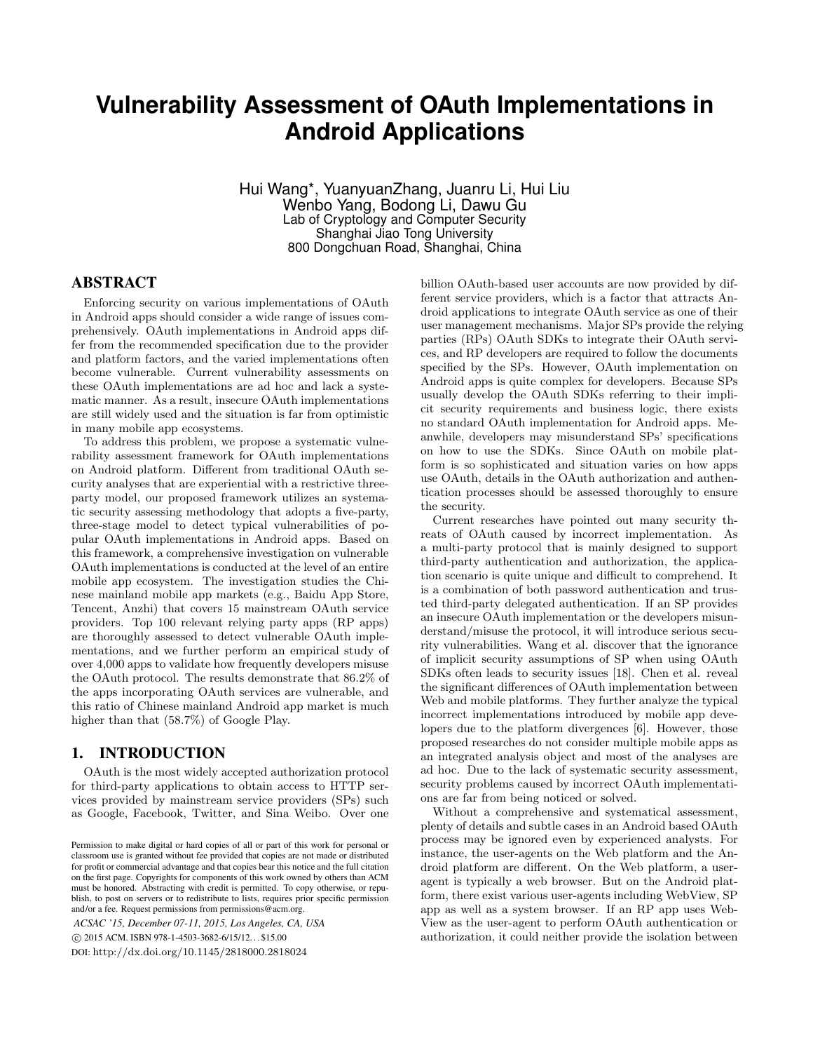# Vulnerability Assessment of OAuth Implementations in Android Applications

Hui Wang*, YuanyuanZhang, Juanru Li, Hui Liu
Wenbo Yang, Bodong Li, Dawu Gu
Lab of Cryptology and Computer Security
Shanghai Jiao Tong University
800 Dongchuan Road, Shanghai, China

## ABSTRACT

Enforcing security on various implementations of OAuth in Android apps should consider a wide range of issues comprehensively. OAuth implementations in Android apps differ from the recommended specification due to the provider and platform factors, and the varied implementations often become vulnerable. Current vulnerability assessments on these OAuth implementations are ad hoc and lack a systematic manner. As a result, insecure OAuth implementations are still widely used and the situation is far from optimistic in many mobile app ecosystems.

To address this problem, we propose a systematic vulnerability assessment framework for OAuth implementations on Android platform. Different from traditional OAuth security analyses that are experiential with a restrictive three-party model, our proposed framework utilizes an systematic security assessing methodology that adopts a five-party, three-stage model to detect typical vulnerabilities of popular OAuth implementations in Android apps. Based on this framework, a comprehensive investigation on vulnerable OAuth implementations is conducted at the level of an entire mobile app ecosystem. The investigation studies the Chinese mainland mobile app markets (e.g., Baidu App Store, Tencent, Anzhi) that covers 15 mainstream OAuth service providers. Top 100 relevant relying party apps (RP apps) are thoroughly assessed to detect vulnerable OAuth implementations, and we further perform an empirical study of over 4,000 apps to validate how frequently developers misuse the OAuth protocol. The results demonstrate that 86.2% of the apps incorporating OAuth services are vulnerable, and this ratio of Chinese mainland Android app market is much higher than that (58.7%) of Google Play.

## 1. INTRODUCTION

OAuth is the most widely accepted authorization protocol for third-party applications to obtain access to HTTP services provided by mainstream service providers (SPs) such as Google, Facebook, Twitter, and Sina Weibo. Over one billion OAuth-based user accounts are now provided by different service providers, which is a factor that attracts Android applications to integrate OAuth service as one of their user management mechanisms. Major SPs provide the relying parties (RPs) OAuth SDKs to integrate their OAuth services, and RP developers are required to follow the documents specified by the SPs. However, OAuth implementation on Android apps is quite complex for developers. Because SPs usually develop the OAuth SDKs referring to their implicit security requirements and business logic, there exists no standard OAuth implementation for Android apps. Meanwhile, developers may misunderstand SPs' specifications on how to use the SDKs. Since OAuth on mobile platform is so sophisticated and situation varies on how apps use OAuth, details in the OAuth authorization and authentication processes should be assessed thoroughly to ensure the security.

Current researches have pointed out many security threats of OAuth caused by incorrect implementation. As a multi-party protocol that is mainly designed to support third-party authentication and authorization, the application scenario is quite unique and difficult to comprehend. It is a combination of both password authentication and trusted third-party delegated authentication. If an SP provides an insecure OAuth implementation or the developers misunderstand/misuse the protocol, it will introduce serious security vulnerabilities. Wang et al. discover that the ignorance of implicit security assumptions of SP when using OAuth SDKs often leads to security issues [18]. Chen et al. reveal the significant differences of OAuth implementation between Web and mobile platforms. They further analyze the typical incorrect implementations introduced by mobile app developers due to the platform divergences [6]. However, those proposed researches do not consider multiple mobile apps as an integrated analysis object and most of the analyses are ad hoc. Due to the lack of systematic security assessment, security problems caused by incorrect OAuth implementations are far from being noticed or solved.

Without a comprehensive and systematical assessment, plenty of details and subtle cases in an Android based OAuth process may be ignored even by experienced analysts. For instance, the user-agents on the Web platform and the Android platform are different. On the Web platform, a user-agent is typically a web browser. But on the Android platform, there exist various user-agents including WebView, SP app as well as a system browser. If an RP app uses WebView as the user-agent to perform OAuth authentication or authorization, it could neither provide the isolation between

Permission to make digital or hard copies of all or part of this work for personal or classroom use is granted without fee provided that copies are not made or distributed for profit or commercial advantage and that copies bear this notice and the full citation on the first page. Copyrights for components of this work owned by others than ACM must be honored. Abstracting with credit is permitted. To copy otherwise, or republish, to post on servers or to redistribute to lists, requires prior specific permission and/or a fee. Request permissions from permissions@acm.org.

*ACSAC '15, December 07-11, 2015, Los Angeles, CA, USA*
© 2015 ACM. ISBN 978-1-4503-3682-6/15/12…$15.00
DOI: http://dx.doi.org/10.1145/2818000.2818024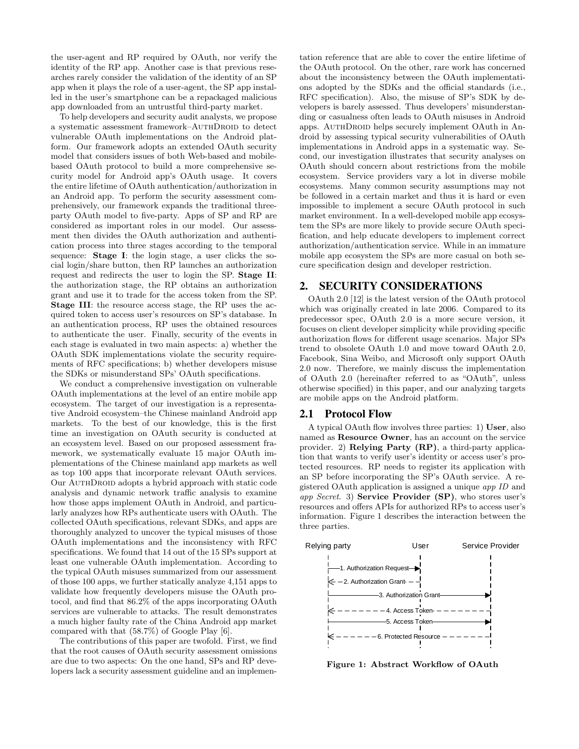the user-agent and RP required by OAuth, nor verify the identity of the RP app. Another case is that previous researches rarely consider the validation of the identity of an SP app when it plays the role of a user-agent, the SP app installed in the user's smartphone can be a repackaged malicious app downloaded from an untrustful third-party market.

To help developers and security audit analysts, we propose a systematic assessment framework–AuthDroid to detect vulnerable OAuth implementations on the Android platform. Our framework adopts an extended OAuth security model that considers issues of both Web-based and mobile-based OAuth protocol to build a more comprehensive security model for Android app's OAuth usage. It covers the entire lifetime of OAuth authentication/authorization in an Android app. To perform the security assessment comprehensively, our framework expands the traditional three-party OAuth model to five-party. Apps of SP and RP are considered as important roles in our model. Our assessment then divides the OAuth authorization and authentication process into three stages according to the temporal sequence: **Stage I**: the login stage, a user clicks the social login/share button, then RP launches an authorization request and redirects the user to login the SP. **Stage II**: the authorization stage, the RP obtains an authorization grant and use it to trade for the access token from the SP. **Stage III**: the resource access stage, the RP uses the acquired token to access user's resources on SP's database. In an authentication process, RP uses the obtained resources to authenticate the user. Finally, security of the events in each stage is evaluated in two main aspects: a) whether the OAuth SDK implementations violate the security requirements of RFC specifications; b) whether developers misuse the SDKs or misunderstand SPs' OAuth specifications.

We conduct a comprehensive investigation on vulnerable OAuth implementations at the level of an entire mobile app ecosystem. The target of our investigation is a representative Android ecosystem–the Chinese mainland Android app markets. To the best of our knowledge, this is the first time an investigation on OAuth security is conducted at an ecosystem level. Based on our proposed assessment framework, we systematically evaluate 15 major OAuth implementations of the Chinese mainland app markets as well as top 100 apps that incorporate relevant OAuth services. Our AuthDroid adopts a hybrid approach with static code analysis and dynamic network traffic analysis to examine how those apps implement OAuth in Android, and particularly analyzes how RPs authenticate users with OAuth. The collected OAuth specifications, relevant SDKs, and apps are thoroughly analyzed to uncover the typical misuses of those OAuth implementations and the inconsistency with RFC specifications. We found that 14 out of the 15 SPs support at least one vulnerable OAuth implementation. According to the typical OAuth misuses summarized from our assessment of those 100 apps, we further statically analyze 4,151 apps to validate how frequently developers misuse the OAuth protocol, and find that 86.2% of the apps incorporating OAuth services are vulnerable to attacks. The result demonstrates a much higher faulty rate of the China Android app market compared with that (58.7%) of Google Play [6].

The contributions of this paper are twofold. First, we find that the root causes of OAuth security assessment omissions are due to two aspects: On the one hand, SPs and RP developers lack a security assessment guideline and an implementation reference that are able to cover the entire lifetime of the OAuth protocol. On the other, rare work has concerned about the inconsistency between the OAuth implementations adopted by the SDKs and the official standards (i.e., RFC specification). Also, the misuse of SP's SDK by developers is barely assessed. Thus developers' misunderstanding or casualness often leads to OAuth misuses in Android apps. AuthDroid helps securely implement OAuth in Android by assessing typical security vulnerabilities of OAuth implementations in Android apps in a systematic way. Second, our investigation illustrates that security analyses on OAuth should concern about restrictions from the mobile ecosystem. Service providers vary a lot in diverse mobile ecosystems. Many common security assumptions may not be followed in a certain market and thus it is hard or even impossible to implement a secure OAuth protocol in such market environment. In a well-developed mobile app ecosystem the SPs are more likely to provide secure OAuth specification, and help educate developers to implement correct authorization/authentication service. While in an immature mobile app ecosystem the SPs are more casual on both secure specification design and developer restriction.

## 2. SECURITY CONSIDERATIONS

OAuth 2.0 [12] is the latest version of the OAuth protocol which was originally created in late 2006. Compared to its predecessor spec, OAuth 2.0 is a more secure version, it focuses on client developer simplicity while providing specific authorization flows for different usage scenarios. Major SPs trend to obsolete OAuth 1.0 and move toward OAuth 2.0, Facebook, Sina Weibo, and Microsoft only support OAuth 2.0 now. Therefore, we mainly discuss the implementation of OAuth 2.0 (hereinafter referred to as "OAuth", unless otherwise specified) in this paper, and our analyzing targets are mobile apps on the Android platform.

### 2.1 Protocol Flow

A typical OAuth flow involves three parties: 1) **User**, also named as **Resource Owner**, has an account on the service provider. 2) **Relying Party (RP)**, a third-party application that wants to verify user's identity or access user's protected resources. RP needs to register its application with an SP before incorporating the SP's OAuth service. A registered OAuth application is assigned a unique *app ID* and *app Secret*. 3) **Service Provider (SP)**, who stores user's resources and offers APIs for authorized RPs to access user's information. Figure 1 describes the interaction between the three parties.

Relying party
User
Service Provider
1. Authorization Request
2. Authorization Grant
3. Authorization Grant
4. Access Token
5. Access Token
6. Protected Resource

**Figure 1: Abstract Workflow of OAuth**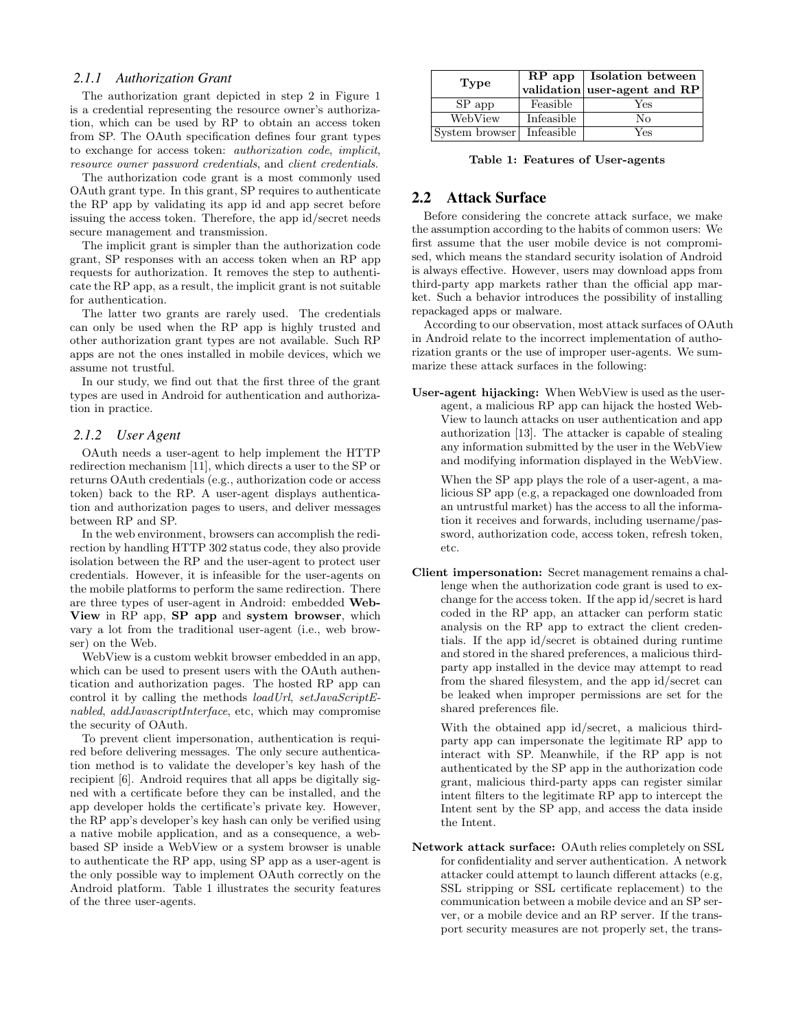### 2.1.1 Authorization Grant

The authorization grant depicted in step 2 in Figure 1 is a credential representing the resource owner's authorization, which can be used by RP to obtain an access token from SP. The OAuth specification defines four grant types to exchange for access token: *authorization code*, *implicit*, *resource owner password credentials*, and *client credentials*.

The authorization code grant is a most commonly used OAuth grant type. In this grant, SP requires to authenticate the RP app by validating its app id and app secret before issuing the access token. Therefore, the app id/secret needs secure management and transmission.

The implicit grant is simpler than the authorization code grant, SP responses with an access token when an RP app requests for authorization. It removes the step to authenticate the RP app, as a result, the implicit grant is not suitable for authentication.

The latter two grants are rarely used. The credentials can only be used when the RP app is highly trusted and other authorization grant types are not available. Such RP apps are not the ones installed in mobile devices, which we assume not trustful.

In our study, we find out that the first three of the grant types are used in Android for authentication and authorization in practice.

### 2.1.2 User Agent

OAuth needs a user-agent to help implement the HTTP redirection mechanism [11], which directs a user to the SP or returns OAuth credentials (e.g., authorization code or access token) back to the RP. A user-agent displays authentication and authorization pages to users, and deliver messages between RP and SP.

In the web environment, browsers can accomplish the redirection by handling HTTP 302 status code, they also provide isolation between the RP and the user-agent to protect user credentials. However, it is infeasible for the user-agents on the mobile platforms to perform the same redirection. There are three types of user-agent in Android: embedded **WebView** in RP app, **SP app** and **system browser**, which vary a lot from the traditional user-agent (i.e., web browser) on the Web.

WebView is a custom webkit browser embedded in an app, which can be used to present users with the OAuth authentication and authorization pages. The hosted RP app can control it by calling the methods *loadUrl*, *setJavaScriptEnabled*, *addJavascriptInterface*, etc, which may compromise the security of OAuth.

To prevent client impersonation, authentication is required before delivering messages. The only secure authentication method is to validate the developer's key hash of the recipient [6]. Android requires that all apps be digitally signed with a certificate before they can be installed, and the app developer holds the certificate's private key. However, the RP app's developer's key hash can only be verified using a native mobile application, and as a consequence, a web-based SP inside a WebView or a system browser is unable to authenticate the RP app, using SP app as a user-agent is the only possible way to implement OAuth correctly on the Android platform. Table 1 illustrates the security features of the three user-agents.

| Type | RP app validation | Isolation between user-agent and RP |
|---|---|---|
| SP app | Feasible | Yes |
| WebView | Infeasible | No |
| System browser | Infeasible | Yes |

**Table 1: Features of User-agents**

## 2.2 Attack Surface

Before considering the concrete attack surface, we make the assumption according to the habits of common users: We first assume that the user mobile device is not compromised, which means the standard security isolation of Android is always effective. However, users may download apps from third-party app markets rather than the official app market. Such a behavior introduces the possibility of installing repackaged apps or malware.

According to our observation, most attack surfaces of OAuth in Android relate to the incorrect implementation of authorization grants or the use of improper user-agents. We summarize these attack surfaces in the following:

**User-agent hijacking:** When WebView is used as the user-agent, a malicious RP app can hijack the hosted WebView to launch attacks on user authentication and app authorization [13]. The attacker is capable of stealing any information submitted by the user in the WebView and modifying information displayed in the WebView.

When the SP app plays the role of a user-agent, a malicious SP app (e.g, a repackaged one downloaded from an untrustful market) has the access to all the information it receives and forwards, including username/password, authorization code, access token, refresh token, etc.

**Client impersonation:** Secret management remains a challenge when the authorization code grant is used to exchange for the access token. If the app id/secret is hard coded in the RP app, an attacker can perform static analysis on the RP app to extract the client credentials. If the app id/secret is obtained during runtime and stored in the shared preferences, a malicious third-party app installed in the device may attempt to read from the shared filesystem, and the app id/secret can be leaked when improper permissions are set for the shared preferences file.

With the obtained app id/secret, a malicious third-party app can impersonate the legitimate RP app to interact with SP. Meanwhile, if the RP app is not authenticated by the SP app in the authorization code grant, malicious third-party apps can register similar intent filters to the legitimate RP app to intercept the Intent sent by the SP app, and access the data inside the Intent.

**Network attack surface:** OAuth relies completely on SSL for confidentiality and server authentication. A network attacker could attempt to launch different attacks (e.g, SSL stripping or SSL certificate replacement) to the communication between a mobile device and an SP server, or a mobile device and an RP server. If the transport security measures are not properly set, the trans-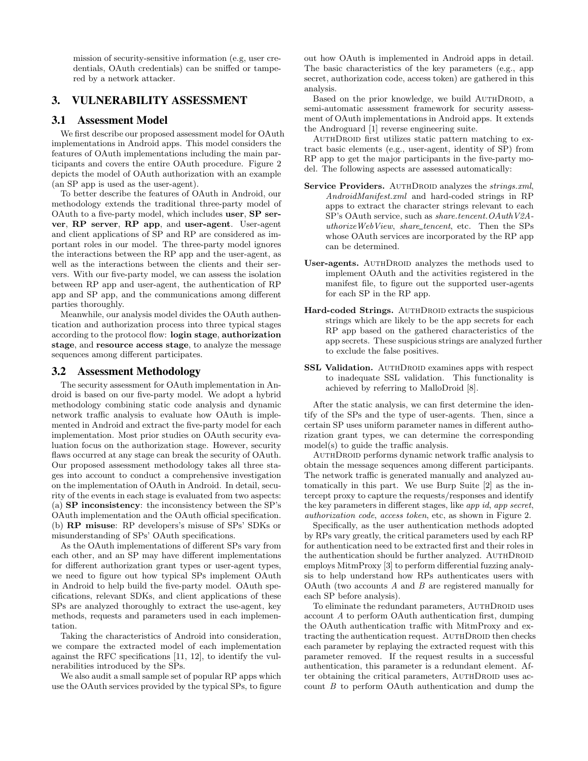mission of security-sensitive information (e.g, user credentials, OAuth credentials) can be sniffed or tampered by a network attacker.

## 3. VULNERABILITY ASSESSMENT

### 3.1 Assessment Model

We first describe our proposed assessment model for OAuth implementations in Android apps. This model considers the features of OAuth implementations including the main participants and covers the entire OAuth procedure. Figure 2 depicts the model of OAuth authorization with an example (an SP app is used as the user-agent).

To better describe the features of OAuth in Android, our methodology extends the traditional three-party model of OAuth to a five-party model, which includes **user**, **SP server**, **RP server**, **RP app**, and **user-agent**. User-agent and client applications of SP and RP are considered as important roles in our model. The three-party model ignores the interactions between the RP app and the user-agent, as well as the interactions between the clients and their servers. With our five-party model, we can assess the isolation between RP app and user-agent, the authentication of RP app and SP app, and the communications among different parties thoroughly.

Meanwhile, our analysis model divides the OAuth authentication and authorization process into three typical stages according to the protocol flow: **login stage**, **authorization stage**, and **resource access stage**, to analyze the message sequences among different participates.

### 3.2 Assessment Methodology

The security assessment for OAuth implementation in Android is based on our five-party model. We adopt a hybrid methodology combining static code analysis and dynamic network traffic analysis to evaluate how OAuth is implemented in Android and extract the five-party model for each implementation. Most prior studies on OAuth security evaluation focus on the authorization stage. However, security flaws occurred at any stage can break the security of OAuth. Our proposed assessment methodology takes all three stages into account to conduct a comprehensive investigation on the implementation of OAuth in Android. In detail, security of the events in each stage is evaluated from two aspects: (a) **SP inconsistency**: the inconsistency between the SP's OAuth implementation and the OAuth official specification. (b) **RP misuse**: RP developers's misuse of SPs' SDKs or misunderstanding of SPs' OAuth specifications.

As the OAuth implementations of different SPs vary from each other, and an SP may have different implementations for different authorization grant types or user-agent types, we need to figure out how typical SPs implement OAuth in Android to help build the five-party model. OAuth specifications, relevant SDKs, and client applications of these SPs are analyzed thoroughly to extract the use-agent, key methods, requests and parameters used in each implementation.

Taking the characteristics of Android into consideration, we compare the extracted model of each implementation against the RFC specifications [11, 12], to identify the vulnerabilities introduced by the SPs.

We also audit a small sample set of popular RP apps which use the OAuth services provided by the typical SPs, to figure out how OAuth is implemented in Android apps in detail. The basic characteristics of the key parameters (e.g., app secret, authorization code, access token) are gathered in this analysis.

Based on the prior knowledge, we build AuthDroid, a semi-automatic assessment framework for security assessment of OAuth implementations in Android apps. It extends the Androguard [1] reverse engineering suite.

AuthDroid first utilizes static pattern matching to extract basic elements (e.g., user-agent, identity of SP) from RP app to get the major participants in the five-party model. The following aspects are assessed automatically:

- **Service Providers.** AuthDroid analyzes the *strings.xml*, *AndroidManifest.xml* and hard-coded strings in RP apps to extract the character strings relevant to each SP's OAuth service, such as *share.tencent.OAuthV2AuthorizeWebView*, *share_tencent*, etc. Then the SPs whose OAuth services are incorporated by the RP app can be determined.
- **User-agents.** AuthDroid analyzes the methods used to implement OAuth and the activities registered in the manifest file, to figure out the supported user-agents for each SP in the RP app.
- **Hard-coded Strings.** AuthDroid extracts the suspicious strings which are likely to be the app secrets for each RP app based on the gathered characteristics of the app secrets. These suspicious strings are analyzed further to exclude the false positives.
- **SSL Validation.** AuthDroid examines apps with respect to inadequate SSL validation. This functionality is achieved by referring to MalloDroid [8].

After the static analysis, we can first determine the identity of the SPs and the type of user-agents. Then, since a certain SP uses uniform parameter names in different authorization grant types, we can determine the corresponding model(s) to guide the traffic analysis.

AuthDroid performs dynamic network traffic analysis to obtain the message sequences among different participants. The network traffic is generated manually and analyzed automatically in this part. We use Burp Suite [2] as the intercept proxy to capture the requests/responses and identify the key parameters in different stages, like *app id*, *app secret*, *authorization code*, *access token*, etc, as shown in Figure 2.

Specifically, as the user authentication methods adopted by RPs vary greatly, the critical parameters used by each RP for authentication need to be extracted first and their roles in the authentication should be further analyzed. AuthDroid employs MitmProxy [3] to perform differential fuzzing analysis to help understand how RPs authenticates users with OAuth (two accounts $A$ and $B$ are registered manually for each SP before analysis).

To eliminate the redundant parameters, AuthDroid uses account $A$ to perform OAuth authentication first, dumping the OAuth authentication traffic with MitmProxy and extracting the authentication request. AuthDroid then checks each parameter by replaying the extracted request with this parameter removed. If the request results in a successful authentication, this parameter is a redundant element. After obtaining the critical parameters, AuthDroid uses account $B$ to perform OAuth authentication and dump the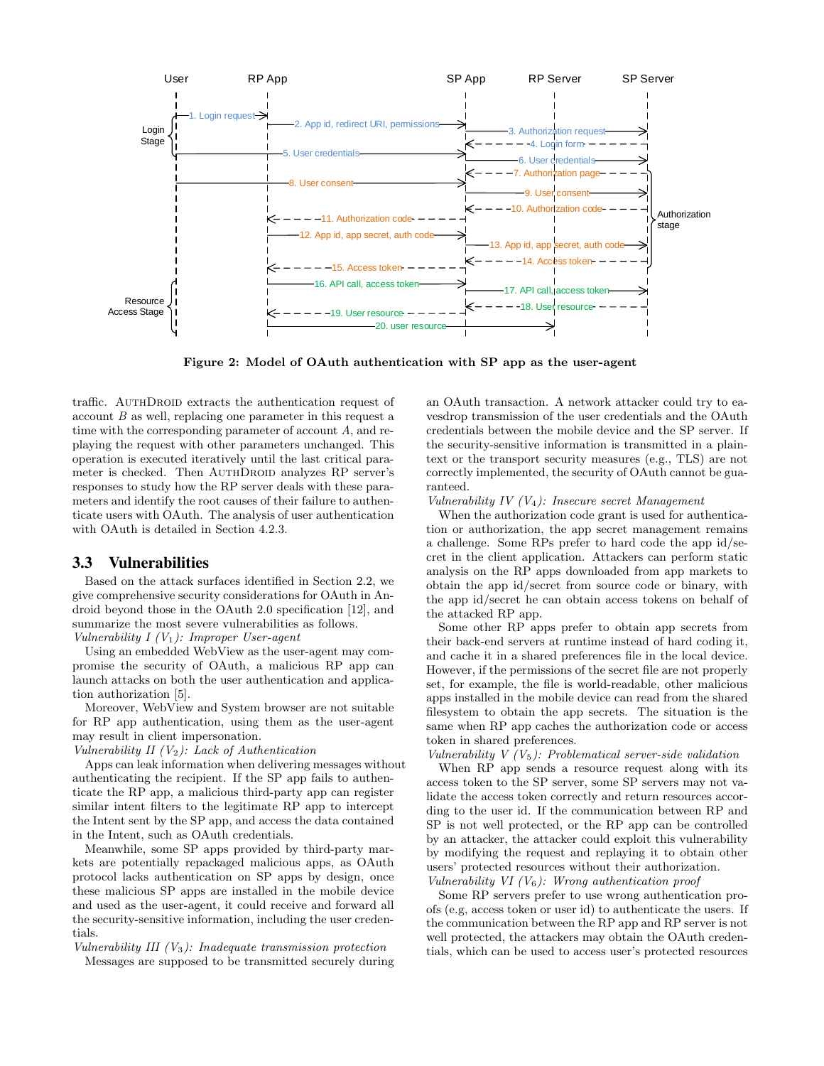User

RP App

SP App

RP Server

SP Server

Login Stage

1. Login request

2. App id, redirect URI, permissions

3. Authorization request

4. Login form

5. User credentials

6. User credentials

7. Authorization page

8. User consent

9. User consent

10. Authorization code

11. Authorization code

12. App id, app secret, auth code

13. App id, app secret, auth code

14. Access token

15. Access token

Authorization stage

Resource Access Stage

16. API call, access token

17. API call, access token

18. User resource

19. User resource

20. user resource

**Figure 2: Model of OAuth authentication with SP app as the user-agent**

traffic. AuthDroid extracts the authentication request of account $B$ as well, replacing one parameter in this request a time with the corresponding parameter of account $A$, and replaying the request with other parameters unchanged. This operation is executed iteratively until the last critical parameter is checked. Then AuthDroid analyzes RP server's responses to study how the RP server deals with these parameters and identify the root causes of their failure to authenticate users with OAuth. The analysis of user authentication with OAuth is detailed in Section 4.2.3.

## 3.3 Vulnerabilities

Based on the attack surfaces identified in Section 2.2, we give comprehensive security considerations for OAuth in Android beyond those in the OAuth 2.0 specification [12], and summarize the most severe vulnerabilities as follows.

*Vulnerability I ($V_1$): Improper User-agent*

Using an embedded WebView as the user-agent may compromise the security of OAuth, a malicious RP app can launch attacks on both the user authentication and application authorization [5].

Moreover, WebView and System browser are not suitable for RP app authentication, using them as the user-agent may result in client impersonation.

*Vulnerability II ($V_2$): Lack of Authentication*

Apps can leak information when delivering messages without authenticating the recipient. If the SP app fails to authenticate the RP app, a malicious third-party app can register similar intent filters to the legitimate RP app to intercept the Intent sent by the SP app, and access the data contained in the Intent, such as OAuth credentials.

Meanwhile, some SP apps provided by third-party markets are potentially repackaged malicious apps, as OAuth protocol lacks authentication on SP apps by design, once these malicious SP apps are installed in the mobile device and used as the user-agent, it could receive and forward all the security-sensitive information, including the user credentials.

*Vulnerability III ($V_3$): Inadequate transmission protection*

Messages are supposed to be transmitted securely during an OAuth transaction. A network attacker could try to eavesdrop transmission of the user credentials and the OAuth credentials between the mobile device and the SP server. If the security-sensitive information is transmitted in a plaintext or the transport security measures (e.g., TLS) are not correctly implemented, the security of OAuth cannot be guaranteed.

*Vulnerability IV ($V_4$): Insecure secret Management*

When the authorization code grant is used for authentication or authorization, the app secret management remains a challenge. Some RPs prefer to hard code the app id/secret in the client application. Attackers can perform static analysis on the RP apps downloaded from app markets to obtain the app id/secret from source code or binary, with the app id/secret he can obtain access tokens on behalf of the attacked RP app.

Some other RP apps prefer to obtain app secrets from their back-end servers at runtime instead of hard coding it, and cache it in a shared preferences file in the local device. However, if the permissions of the secret file are not properly set, for example, the file is world-readable, other malicious apps installed in the mobile device can read from the shared filesystem to obtain the app secrets. The situation is the same when RP app caches the authorization code or access token in shared preferences.

*Vulnerability V ($V_5$): Problematical server-side validation*

When RP app sends a resource request along with its access token to the SP server, some SP servers may not validate the access token correctly and return resources according to the user id. If the communication between RP and SP is not well protected, or the RP app can be controlled by an attacker, the attacker could exploit this vulnerability by modifying the request and replaying it to obtain other users' protected resources without their authorization.

*Vulnerability VI ($V_6$): Wrong authentication proof*

Some RP servers prefer to use wrong authentication proofs (e.g, access token or user id) to authenticate the users. If the communication between the RP app and RP server is not well protected, the attackers may obtain the OAuth credentials, which can be used to access user's protected resources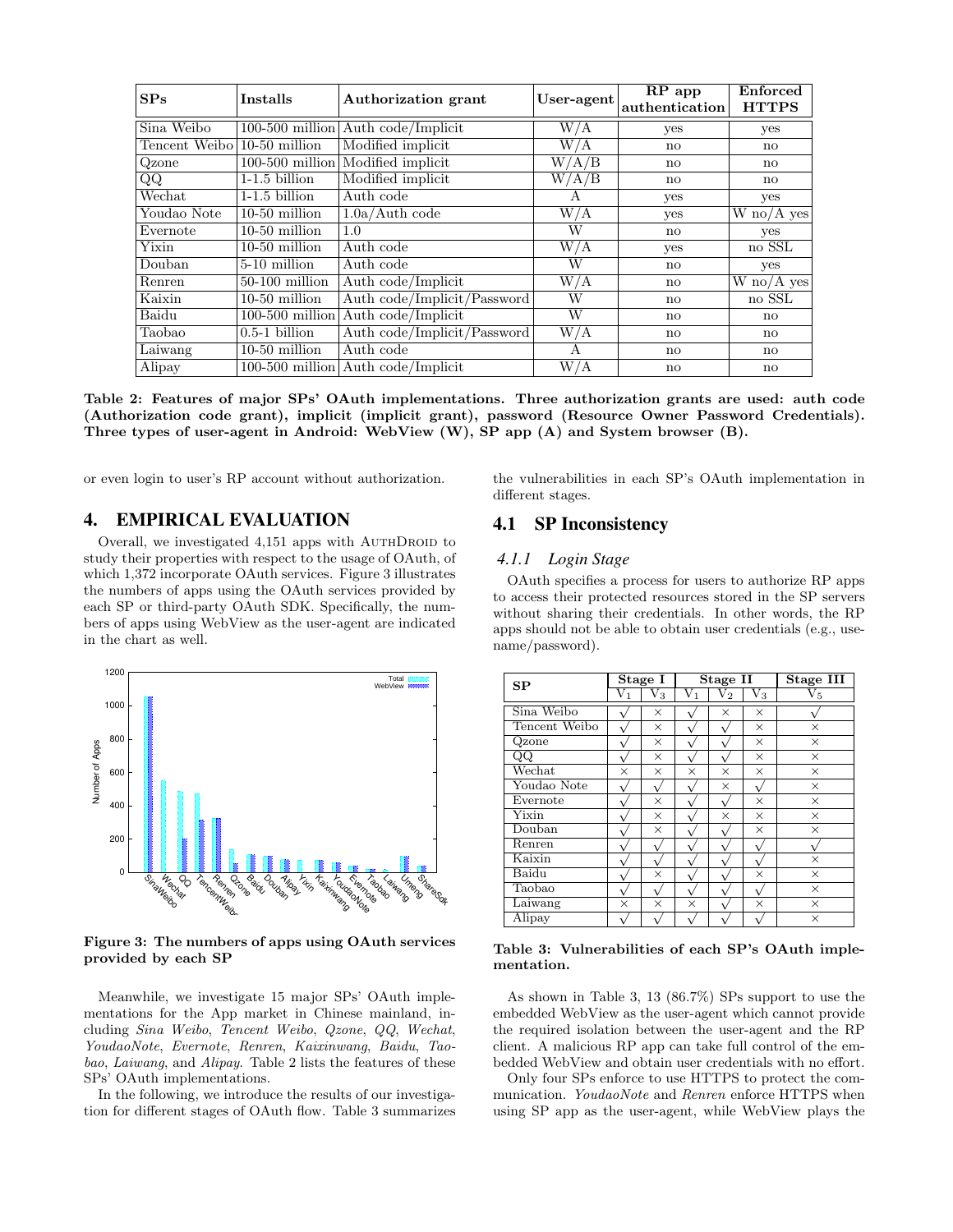| SPs | Installs | Authorization grant | User-agent | RP app authentication | Enforced HTTPS |
|---|---|---|---|---|---|
| Sina Weibo | 100-500 million | Auth code/Implicit | W/A | yes | yes |
| Tencent Weibo | 10-50 million | Modified implicit | W/A | no | no |
| Qzone | 100-500 million | Modified implicit | W/A/B | no | no |
| QQ | 1-1.5 billion | Modified implicit | W/A/B | no | no |
| Wechat | 1-1.5 billion | Auth code | A | yes | yes |
| Youdao Note | 10-50 million | 1.0a/Auth code | W/A | yes | W no/A yes |
| Evernote | 10-50 million | 1.0 | W | no | yes |
| Yixin | 10-50 million | Auth code | W/A | yes | no SSL |
| Douban | 5-10 million | Auth code | W | no | yes |
| Renren | 50-100 million | Auth code/Implicit | W/A | no | W no/A yes |
| Kaixin | 10-50 million | Auth code/Implicit/Password | W | no | no SSL |
| Baidu | 100-500 million | Auth code/Implicit | W | no | no |
| Taobao | 0.5-1 billion | Auth code/Implicit/Password | W/A | no | no |
| Laiwang | 10-50 million | Auth code | A | no | no |
| Alipay | 100-500 million | Auth code/Implicit | W/A | no | no |

**Table 2: Features of major SPs' OAuth implementations. Three authorization grants are used: auth code (Authorization code grant), implicit (implicit grant), password (Resource Owner Password Credentials). Three types of user-agent in Android: WebView (W), SP app (A) and System browser (B).**

or even login to user's RP account without authorization.

## 4. EMPIRICAL EVALUATION

Overall, we investigated 4,151 apps with AuthDroid to study their properties with respect to the usage of OAuth, of which 1,372 incorporate OAuth services. Figure 3 illustrates the numbers of apps using the OAuth services provided by each SP or third-party OAuth SDK. Specifically, the numbers of apps using WebView as the user-agent are indicated in the chart as well.

**Figure 3: The numbers of apps using OAuth services provided by each SP**

Meanwhile, we investigate 15 major SPs' OAuth implementations for the App market in Chinese mainland, including *Sina Weibo*, *Tencent Weibo*, *Qzone*, *QQ*, *Wechat*, *YoudaoNote*, *Evernote*, *Renren*, *Kaixinwang*, *Baidu*, *Taobao*, *Laiwang*, and *Alipay*. Table 2 lists the features of these SPs' OAuth implementations.

In the following, we introduce the results of our investigation for different stages of OAuth flow. Table 3 summarizes the vulnerabilities in each SP's OAuth implementation in different stages.

### 4.1 SP Inconsistency

#### 4.1.1 Login Stage

OAuth specifies a process for users to authorize RP apps to access their protected resources stored in the SP servers without sharing their credentials. In other words, the RP apps should not be able to obtain user credentials (e.g., username/password).

| SP | Stage I | | Stage II | | | Stage III |
|---|---|---|---|---|---|---|
| | $V_1$ | $V_3$ | $V_1$ | $V_2$ | $V_3$ | $V_5$ |
| Sina Weibo | √ | × | √ | × | × | √ |
| Tencent Weibo | √ | × | √ | √ | × | × |
| Qzone | √ | × | √ | √ | × | × |
| QQ | √ | × | √ | √ | × | × |
| Wechat | × | × | × | × | × | × |
| Youdao Note | √ | √ | √ | × | √ | × |
| Evernote | √ | × | √ | √ | × | × |
| Yixin | √ | × | √ | × | × | × |
| Douban | √ | × | √ | √ | × | × |
| Renren | √ | √ | √ | √ | √ | √ |
| Kaixin | √ | √ | √ | √ | √ | × |
| Baidu | √ | × | √ | √ | × | × |
| Taobao | √ | √ | √ | √ | √ | × |
| Laiwang | × | × | × | √ | × | × |
| Alipay | √ | √ | √ | √ | √ | × |

**Table 3: Vulnerabilities of each SP's OAuth implementation.**

As shown in Table 3, 13 (86.7%) SPs support to use the embedded WebView as the user-agent which cannot provide the required isolation between the user-agent and the RP client. A malicious RP app can take full control of the embedded WebView and obtain user credentials with no effort.

Only four SPs enforce to use HTTPS to protect the communication. *YoudaoNote* and *Renren* enforce HTTPS when using SP app as the user-agent, while WebView plays the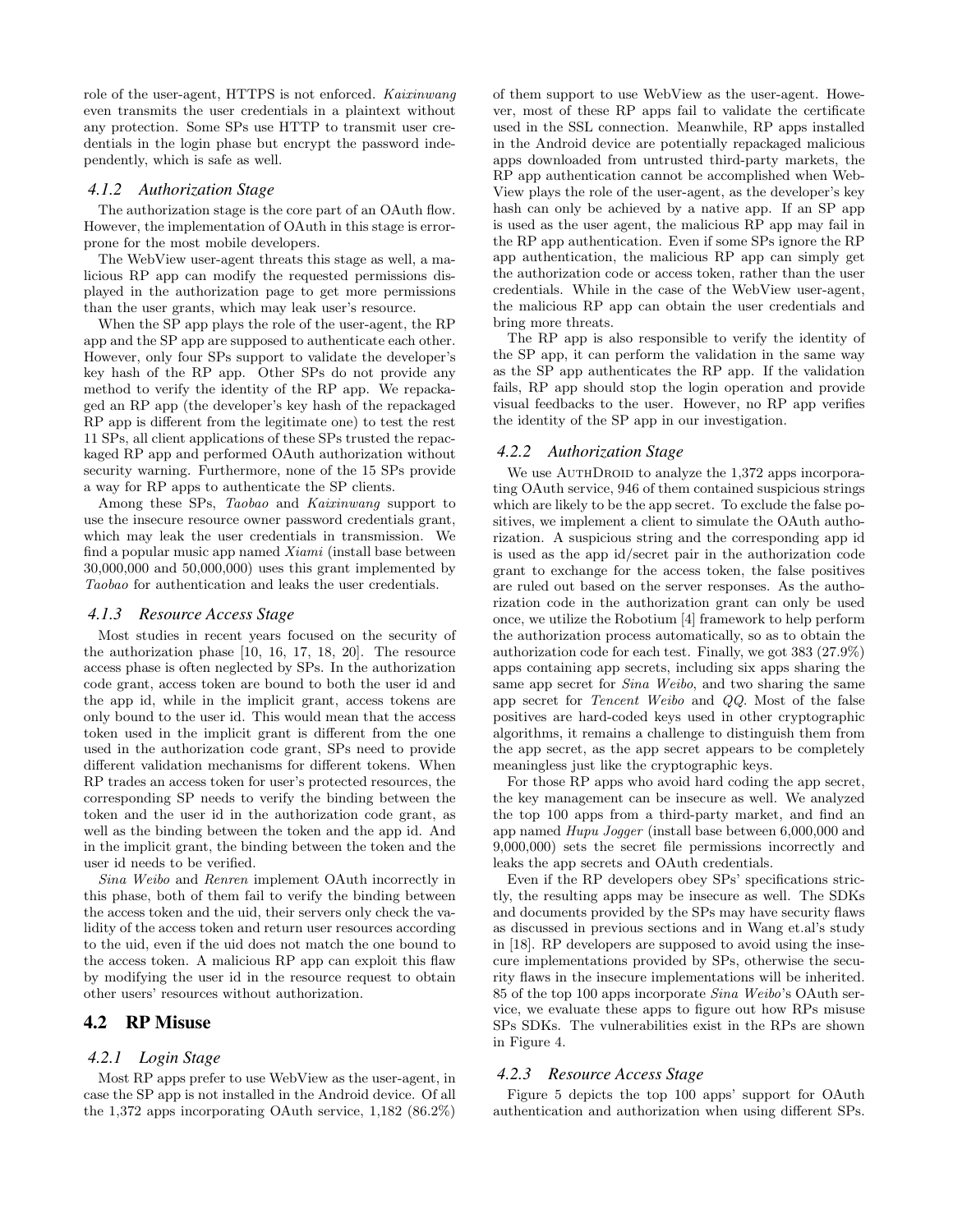role of the user-agent, HTTPS is not enforced. *Kaixinwang* even transmits the user credentials in a plaintext without any protection. Some SPs use HTTP to transmit user credentials in the login phase but encrypt the password independently, which is safe as well.

#### 4.1.2 Authorization Stage

The authorization stage is the core part of an OAuth flow. However, the implementation of OAuth in this stage is error-prone for the most mobile developers.

The WebView user-agent threats this stage as well, a malicious RP app can modify the requested permissions displayed in the authorization page to get more permissions than the user grants, which may leak user's resource.

When the SP app plays the role of the user-agent, the RP app and the SP app are supposed to authenticate each other. However, only four SPs support to validate the developer's key hash of the RP app. Other SPs do not provide any method to verify the identity of the RP app. We repackaged an RP app (the developer's key hash of the repackaged RP app is different from the legitimate one) to test the rest 11 SPs, all client applications of these SPs trusted the repackaged RP app and performed OAuth authorization without security warning. Furthermore, none of the 15 SPs provide a way for RP apps to authenticate the SP clients.

Among these SPs, *Taobao* and *Kaixinwang* support to use the insecure resource owner password credentials grant, which may leak the user credentials in transmission. We find a popular music app named *Xiami* (install base between 30,000,000 and 50,000,000) uses this grant implemented by *Taobao* for authentication and leaks the user credentials.

#### 4.1.3 Resource Access Stage

Most studies in recent years focused on the security of the authorization phase [10, 16, 17, 18, 20]. The resource access phase is often neglected by SPs. In the authorization code grant, access token are bound to both the user id and the app id, while in the implicit grant, access tokens are only bound to the user id. This would mean that the access token used in the implicit grant is different from the one used in the authorization code grant, SPs need to provide different validation mechanisms for different tokens. When RP trades an access token for user's protected resources, the corresponding SP needs to verify the binding between the token and the user id in the authorization code grant, as well as the binding between the token and the app id. And in the implicit grant, the binding between the token and the user id needs to be verified.

*Sina Weibo* and *Renren* implement OAuth incorrectly in this phase, both of them fail to verify the binding between the access token and the uid, their servers only check the validity of the access token and return user resources according to the uid, even if the uid does not match the one bound to the access token. A malicious RP app can exploit this flaw by modifying the user id in the resource request to obtain other users' resources without authorization.

## 4.2 RP Misuse

#### 4.2.1 Login Stage

Most RP apps prefer to use WebView as the user-agent, in case the SP app is not installed in the Android device. Of all the 1,372 apps incorporating OAuth service, 1,182 (86.2%) of them support to use WebView as the user-agent. However, most of these RP apps fail to validate the certificate used in the SSL connection. Meanwhile, RP apps installed in the Android device are potentially repackaged malicious apps downloaded from untrusted third-party markets, the RP app authentication cannot be accomplished when WebView plays the role of the user-agent, as the developer's key hash can only be achieved by a native app. If an SP app is used as the user agent, the malicious RP app may fail in the RP app authentication. Even if some SPs ignore the RP app authentication, the malicious RP app can simply get the authorization code or access token, rather than the user credentials. While in the case of the WebView user-agent, the malicious RP app can obtain the user credentials and bring more threats.

The RP app is also responsible to verify the identity of the SP app, it can perform the validation in the same way as the SP app authenticates the RP app. If the validation fails, RP app should stop the login operation and provide visual feedbacks to the user. However, no RP app verifies the identity of the SP app in our investigation.

#### 4.2.2 Authorization Stage

We use AuthDroid to analyze the 1,372 apps incorporating OAuth service, 946 of them contained suspicious strings which are likely to be the app secret. To exclude the false positives, we implement a client to simulate the OAuth authorization. A suspicious string and the corresponding app id is used as the app id/secret pair in the authorization code grant to exchange for the access token, the false positives are ruled out based on the server responses. As the authorization code in the authorization grant can only be used once, we utilize the Robotium [4] framework to help perform the authorization process automatically, so as to obtain the authorization code for each test. Finally, we got 383 (27.9%) apps containing app secrets, including six apps sharing the same app secret for *Sina Weibo*, and two sharing the same app secret for *Tencent Weibo* and *QQ*. Most of the false positives are hard-coded keys used in other cryptographic algorithms, it remains a challenge to distinguish them from the app secret, as the app secret appears to be completely meaningless just like the cryptographic keys.

For those RP apps who avoid hard coding the app secret, the key management can be insecure as well. We analyzed the top 100 apps from a third-party market, and find an app named *Hupu Jogger* (install base between 6,000,000 and 9,000,000) sets the secret file permissions incorrectly and leaks the app secrets and OAuth credentials.

Even if the RP developers obey SPs' specifications strictly, the resulting apps may be insecure as well. The SDKs and documents provided by the SPs may have security flaws as discussed in previous sections and in Wang et.al's study in [18]. RP developers are supposed to avoid using the insecure implementations provided by SPs, otherwise the security flaws in the insecure implementations will be inherited. 85 of the top 100 apps incorporate *Sina Weibo*'s OAuth service, we evaluate these apps to figure out how RPs misuse SPs SDKs. The vulnerabilities exist in the RPs are shown in Figure 4.

#### 4.2.3 Resource Access Stage

Figure 5 depicts the top 100 apps' support for OAuth authentication and authorization when using different SPs.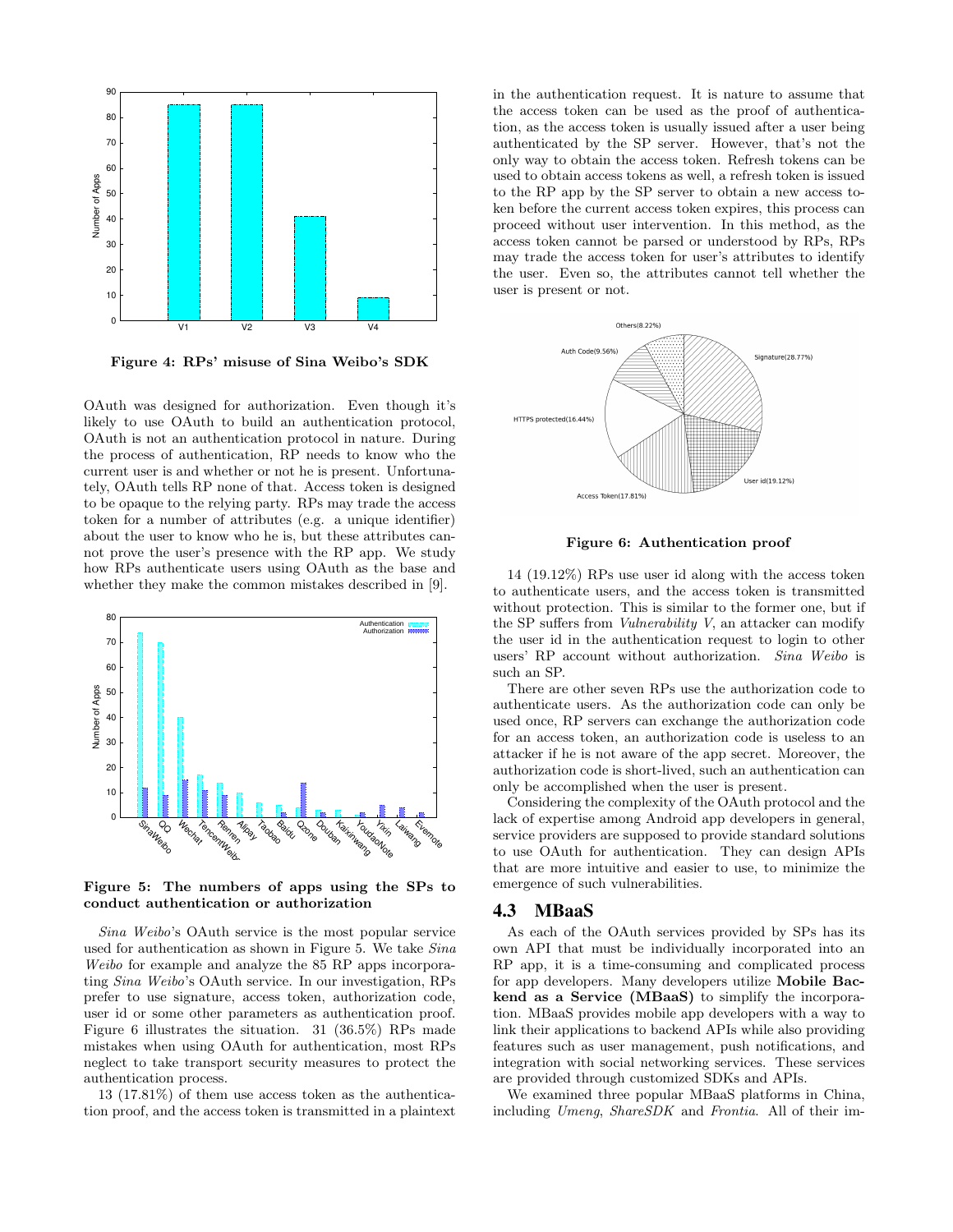90
80
70
60
50
40
30
20
10
0
Number of Apps
V1
V2
V3
V4

**Figure 4: RPs' misuse of Sina Weibo's SDK**

OAuth was designed for authorization. Even though it's likely to use OAuth to build an authentication protocol, OAuth is not an authentication protocol in nature. During the process of authentication, RP needs to know who the current user is and whether or not he is present. Unfortunately, OAuth tells RP none of that. Access token is designed to be opaque to the relying party. RPs may trade the access token for a number of attributes (e.g. a unique identifier) about the user to know who he is, but these attributes cannot prove the user's presence with the RP app. We study how RPs authenticate users using OAuth as the base and whether they make the common mistakes described in [9].

80
70
60
50
40
30
20
10
0
Number of Apps
Authentication
Authorization
SinaWeibo
QQ
Wechat
TencentWeibo
Renren
Alipay
Taobao
Baidu
Qzone
Douban
Kaixinwang
YoudaoNote
Yixin
Laiwang
Evernote

**Figure 5: The numbers of apps using the SPs to conduct authentication or authorization**

*Sina Weibo*'s OAuth service is the most popular service used for authentication as shown in Figure 5. We take *Sina Weibo* for example and analyze the 85 RP apps incorporating *Sina Weibo*'s OAuth service. In our investigation, RPs prefer to use signature, access token, authentication code, user id or some other parameters as authentication proof. Figure 6 illustrates the situation. 31 (36.5%) RPs made mistakes when using OAuth for authentication, most RPs neglect to take transport security measures to protect the authentication process.

13 (17.81%) of them use access token as the authentication proof, and the access token is transmitted in a plaintext in the authentication request. It is nature to assume that the access token can be used as the proof of authentication, as the access token is usually issued after a user being authenticated by the SP server. However, that's not the only way to obtain the access token. Refresh tokens can be used to obtain access tokens as well, a refresh token is issued to the RP app by the SP server to obtain a new access token before the current access token expires, this process can proceed without user intervention. In this method, as the access token cannot be parsed or understood by RPs, RPs may trade the access token for user's attributes to identify the user. Even so, the attributes cannot tell whether the user is present or not.

Others(8.22%)
Auth Code(9.56%)
Signature(28.77%)
HTTPS protected(16.44%)
User id(19.12%)
Access Token(17.81%)

**Figure 6: Authentication proof**

14 (19.12%) RPs use user id along with the access token to authenticate users, and the access token is transmitted without protection. This is similar to the former one, but if the SP suffers from *Vulnerability V*, an attacker can modify the user id in the authentication request to login to other users' RP account without authorization. *Sina Weibo* is such an SP.

There are other seven RPs use the authorization code to authenticate users. As the authorization code can only be used once, RP servers can exchange the authorization code for an access token, an authorization code is useless to an attacker if he is not aware of the app secret. Moreover, the authorization code is short-lived, such an authentication can only be accomplished when the user is present.

Considering the complexity of the OAuth protocol and the lack of expertise among Android app developers in general, service providers are supposed to provide standard solutions to use OAuth for authentication. They can design APIs that are more intuitive and easier to use, to minimize the emergence of such vulnerabilities.

## 4.3 MBaaS

As each of the OAuth services provided by SPs has its own API that must be individually incorporated into an RP app, it is a time-consuming and complicated process for app developers. Many developers utilize **Mobile Backend as a Service (MBaaS)** to simplify the incorporation. MBaaS provides mobile app developers with a way to link their applications to backend APIs while also providing features such as user management, push notifications, and integration with social networking services. These services are provided through customized SDKs and APIs.

We examined three popular MBaaS platforms in China, including *Umeng*, *ShareSDK* and *Frontia*. All of their im-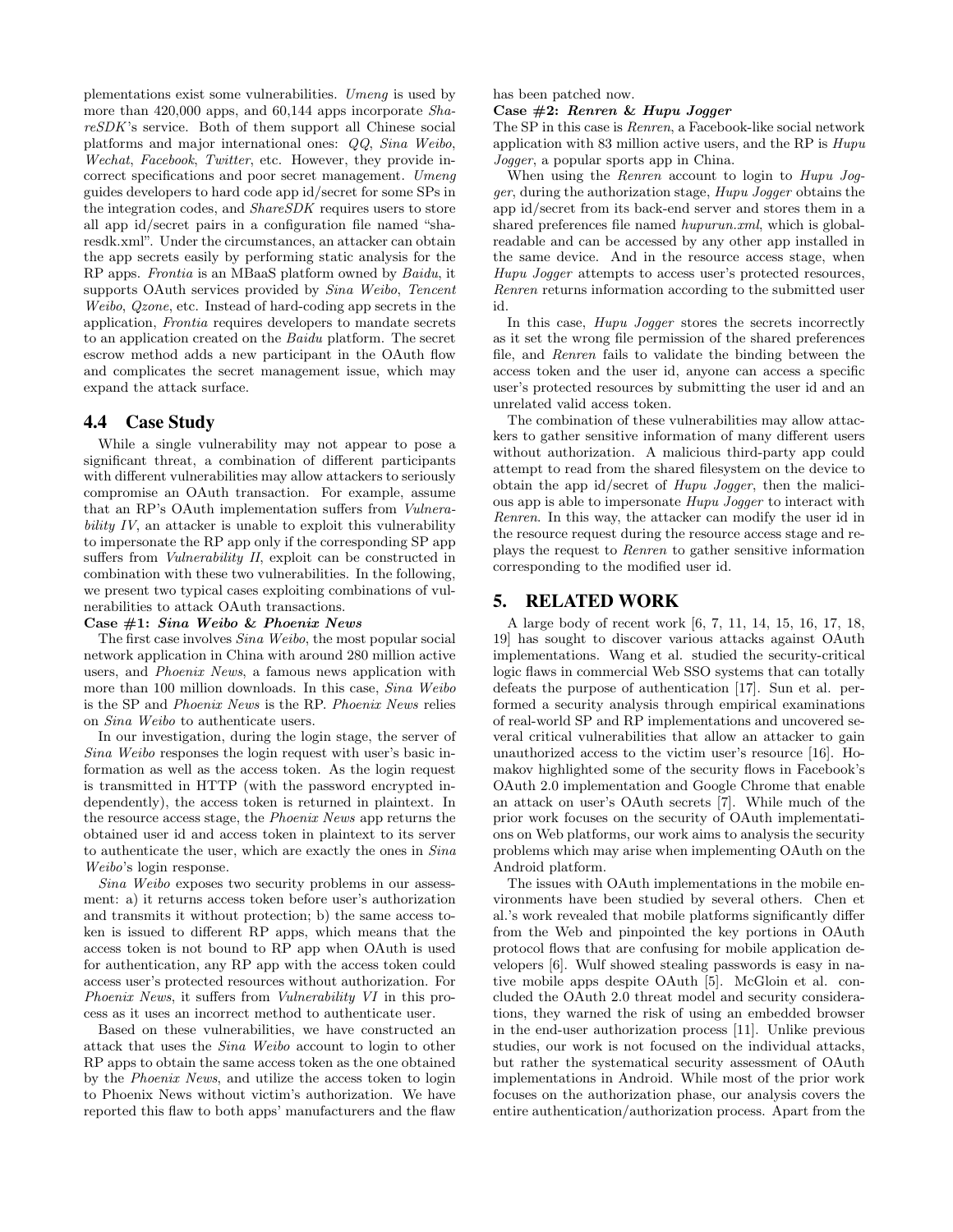plementations exist some vulnerabilities. *Umeng* is used by more than 420,000 apps, and 60,144 apps incorporate *ShareSDK*'s service. Both of them support all Chinese social platforms and major international ones: *QQ*, *Sina Weibo*, *Wechat*, *Facebook*, *Twitter*, etc. However, they provide incorrect specifications and poor secret management. *Umeng* guides developers to hard code app id/secret for some SPs in the integration codes, and *ShareSDK* requires users to store all app id/secret pairs in a configuration file named "sharesdk.xml". Under the circumstances, an attacker can obtain the app secrets easily by performing static analysis for the RP apps. *Frontia* is an MBaaS platform owned by *Baidu*, it supports OAuth services provided by *Sina Weibo*, *Tencent Weibo*, *Qzone*, etc. Instead of hard-coding app secrets in the application, *Frontia* requires developers to mandate secrets to an application created on the *Baidu* platform. The secret escrow method adds a new participant in the OAuth flow and complicates the secret management issue, which may expand the attack surface.

## 4.4 Case Study

While a single vulnerability may not appear to pose a significant threat, a combination of different participants with different vulnerabilities may allow attackers to seriously compromise an OAuth transaction. For example, assume that an RP's OAuth implementation suffers from *Vulnerability IV*, an attacker is unable to exploit this vulnerability to impersonate the RP app only if the corresponding SP app suffers from *Vulnerability II*, exploit can be constructed in combination with these two vulnerabilities. In the following, we present two typical cases exploiting combinations of vulnerabilities to attack OAuth transactions.

**Case #1: *Sina Weibo* & *Phoenix News***

The first case involves *Sina Weibo*, the most popular social network application in China with around 280 million active users, and *Phoenix News*, a famous news application with more than 100 million downloads. In this case, *Sina Weibo* is the SP and *Phoenix News* is the RP. *Phoenix News* relies on *Sina Weibo* to authenticate users.

In our investigation, during the login stage, the server of *Sina Weibo* responses the login request with user's basic information as well as the access token. As the login request is transmitted in HTTP (with the password encrypted independently), the access token is returned in plaintext. In the resource access stage, the *Phoenix News* app returns the obtained user id and access token in plaintext to its server to authenticate the user, which are exactly the ones in *Sina Weibo*'s login response.

*Sina Weibo* exposes two security problems in our assessment: a) it returns access token before user's authorization and transmits it without protection; b) the same access token is issued to different RP apps, which means that the access token is not bound to RP app when OAuth is used for authentication, any RP app with the access token could access user's protected resources without authorization. For *Phoenix News*, it suffers from *Vulnerability VI* in this process as it uses an incorrect method to authenticate user.

Based on these vulnerabilities, we have constructed an attack that uses the *Sina Weibo* account to login to other RP apps to obtain the same access token as the one obtained by the *Phoenix News*, and utilize the access token to login to Phoenix News without victim's authorization. We have reported this flaw to both apps' manufacturers and the flaw has been patched now.

**Case #2: *Renren* & *Hupu Jogger***

The SP in this case is *Renren*, a Facebook-like social network application with 83 million active users, and the RP is *Hupu Jogger*, a popular sports app in China.

When using the *Renren* account to login to *Hupu Jogger*, during the authorization stage, *Hupu Jogger* obtains the app id/secret from its back-end server and stores them in a shared preferences file named *hupurun.xml*, which is global-readable and can be accessed by any other app installed in the same device. And in the resource access stage, when *Hupu Jogger* attempts to access user's protected resources, *Renren* returns information according to the submitted user id.

In this case, *Hupu Jogger* stores the secrets incorrectly as it set the wrong file permission of the shared preferences file, and *Renren* fails to validate the binding between the access token and the user id, anyone can access a specific user's protected resources by submitting the user id and an unrelated valid access token.

The combination of these vulnerabilities may allow attackers to gather sensitive information of many different users without authorization. A malicious third-party app could attempt to read from the shared filesystem on the device to obtain the app id/secret of *Hupu Jogger*, then the malicious app is able to impersonate *Hupu Jogger* to interact with *Renren*. In this way, the attacker can modify the user id in the resource request during the resource access stage and replays the request to *Renren* to gather sensitive information corresponding to the modified user id.

# 5. RELATED WORK

A large body of recent work [6, 7, 11, 14, 15, 16, 17, 18, 19] has sought to discover various attacks against OAuth implementations. Wang et al. studied the security-critical logic flaws in commercial Web SSO systems that can totally defeats the purpose of authentication [17]. Sun et al. performed a security analysis through empirical examinations of real-world SP and RP implementations and uncovered several critical vulnerabilities that allow an attacker to gain unauthorized access to the victim user's resource [16]. Homakov highlighted some of the security flows in Facebook's OAuth 2.0 implementation and Google Chrome that enable an attack on user's OAuth secrets [7]. While much of the prior work focuses on the security of OAuth implementations on Web platforms, our work aims to analysis the security problems which may arise when implementing OAuth on the Android platform.

The issues with OAuth implementations in the mobile environments have been studied by several others. Chen et al.'s work revealed that mobile platforms significantly differ from the Web and pinpointed the key portions in OAuth protocol flows that are confusing for mobile application developers [6]. Wulf showed stealing passwords is easy in native mobile apps despite OAuth [5]. McGloin et al. concluded the OAuth 2.0 threat model and security considerations, they warned the risk of using an embedded browser in the end-user authorization process [11]. Unlike previous studies, our work is not focused on the individual attacks, but rather the systematical security assessment of OAuth implementations in Android. While most of the prior work focuses on the authorization phase, our analysis covers the entire authentication/authorization process. Apart from the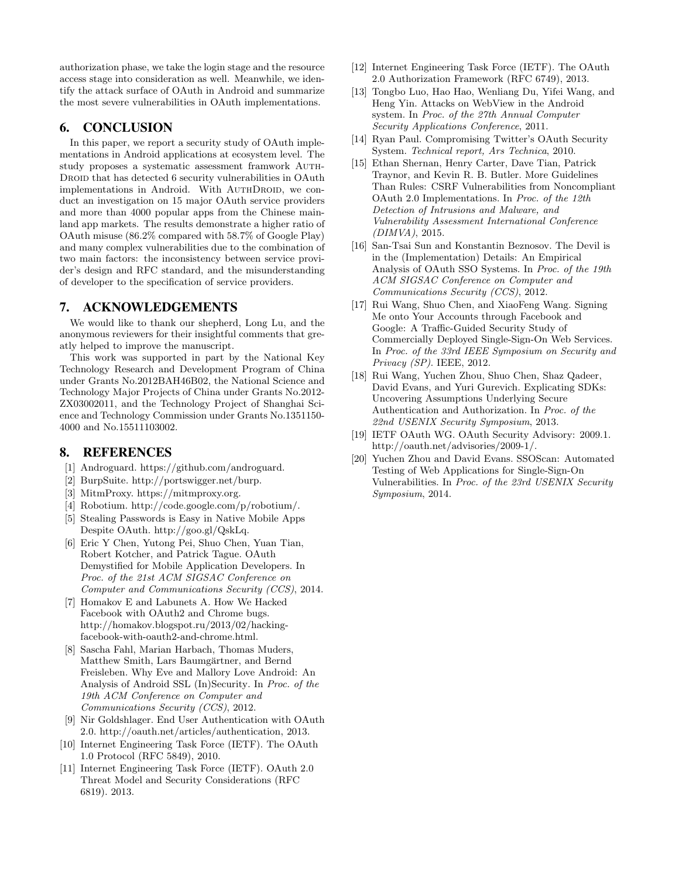authorization phase, we take the login stage and the resource access stage into consideration as well. Meanwhile, we identify the attack surface of OAuth in Android and summarize the most severe vulnerabilities in OAuth implementations.

## 6. CONCLUSION

In this paper, we report a security study of OAuth implementations in Android applications at ecosystem level. The study proposes a systematic assessment framwork AuthDroid that has detected 6 security vulnerabilities in OAuth implementations in Android. With AuthDroid, we conduct an investigation on 15 major OAuth service providers and more than 4000 popular apps from the Chinese mainland app markets. The results demonstrate a higher ratio of OAuth misuse (86.2% compared with 58.7% of Google Play) and many complex vulnerabilities due to the combination of two main factors: the inconsistency between service provider's design and RFC standard, and the misunderstanding of developer to the specification of service providers.

## 7. ACKNOWLEDGEMENTS

We would like to thank our shepherd, Long Lu, and the anonymous reviewers for their insightful comments that greatly helped to improve the manuscript.

This work was supported in part by the National Key Technology Research and Development Program of China under Grants No.2012BAH46B02, the National Science and Technology Major Projects of China under Grants No.2012-ZX03002011, and the Technology Project of Shanghai Science and Technology Commission under Grants No.1351150-4000 and No.15511103002.

## 8. REFERENCES

[1] Androguard. https://github.com/androguard.

[2] BurpSuite. http://portswigger.net/burp.

[3] MitmProxy. https://mitmproxy.org.

[4] Robotium. http://code.google.com/p/robotium/.

[5] Stealing Passwords is Easy in Native Mobile Apps Despite OAuth. http://goo.gl/QskLq.

[6] Eric Y Chen, Yutong Pei, Shuo Chen, Yuan Tian, Robert Kotcher, and Patrick Tague. OAuth Demystified for Mobile Application Developers. In *Proc. of the 21st ACM SIGSAC Conference on Computer and Communications Security (CCS)*, 2014.

[7] Homakov E and Labunets A. How We Hacked Facebook with OAuth2 and Chrome bugs. http://homakov.blogspot.ru/2013/02/hacking-facebook-with-oauth2-and-chrome.html.

[8] Sascha Fahl, Marian Harbach, Thomas Muders, Matthew Smith, Lars Baumgärtner, and Bernd Freisleben. Why Eve and Mallory Love Android: An Analysis of Android SSL (In)Security. In *Proc. of the 19th ACM Conference on Computer and Communications Security (CCS)*, 2012.

[9] Nir Goldshlager. End User Authentication with OAuth 2.0. http://oauth.net/articles/authentication, 2013.

[10] Internet Engineering Task Force (IETF). The OAuth 1.0 Protocol (RFC 5849), 2010.

[11] Internet Engineering Task Force (IETF). OAuth 2.0 Threat Model and Security Considerations (RFC 6819). 2013.

[12] Internet Engineering Task Force (IETF). The OAuth 2.0 Authorization Framework (RFC 6749), 2013.

[13] Tongbo Luo, Hao Hao, Wenliang Du, Yifei Wang, and Heng Yin. Attacks on WebView in the Android system. In *Proc. of the 27th Annual Computer Security Applications Conference*, 2011.

[14] Ryan Paul. Compromising Twitter's OAuth Security System. *Technical report, Ars Technica*, 2010.

[15] Ethan Shernan, Henry Carter, Dave Tian, Patrick Traynor, and Kevin R. B. Butler. More Guidelines Than Rules: CSRF Vulnerabilities from Noncompliant OAuth 2.0 Implementations. In *Proc. of the 12th Detection of Intrusions and Malware, and Vulnerability Assessment International Conference (DIMVA)*, 2015.

[16] San-Tsai Sun and Konstantin Beznosov. The Devil is in the (Implementation) Details: An Empirical Analysis of OAuth SSO Systems. In *Proc. of the 19th ACM SIGSAC Conference on Computer and Communications Security (CCS)*, 2012.

[17] Rui Wang, Shuo Chen, and XiaoFeng Wang. Signing Me onto Your Accounts through Facebook and Google: A Traffic-Guided Security Study of Commercially Deployed Single-Sign-On Web Services. In *Proc. of the 33rd IEEE Symposium on Security and Privacy (SP)*. IEEE, 2012.

[18] Rui Wang, Yuchen Zhou, Shuo Chen, Shaz Qadeer, David Evans, and Yuri Gurevich. Explicating SDKs: Uncovering Assumptions Underlying Secure Authentication and Authorization. In *Proc. of the 22nd USENIX Security Symposium*, 2013.

[19] IETF OAuth WG. OAuth Security Advisory: 2009.1. http://oauth.net/advisories/2009-1/.

[20] Yuchen Zhou and David Evans. SSOScan: Automated Testing of Web Applications for Single-Sign-On Vulnerabilities. In *Proc. of the 23rd USENIX Security Symposium*, 2014.